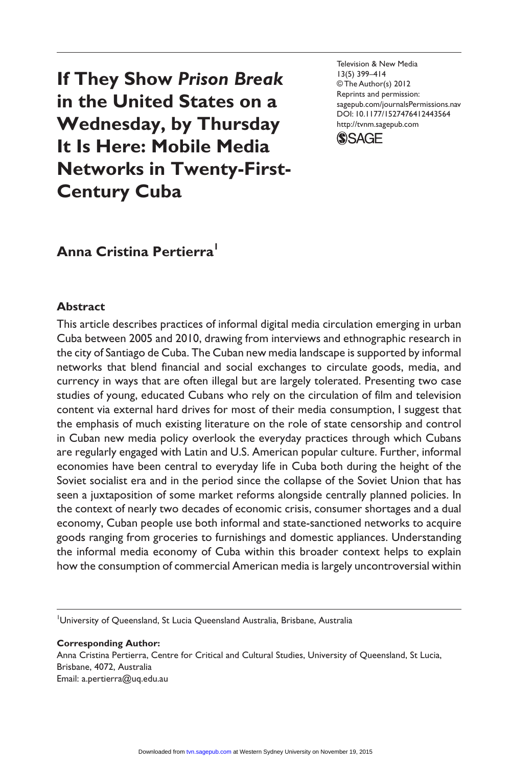# If They Show *Prison Break* in the United States on a Wednesday, by Thursday It Is Here: Mobile Media Networks in Twenty-First-Century Cuba

Television & New Media
13(5) 399–414
© The Author(s) 2012
Reprints and permission: sagepub.com/journalsPermissions.nav
DOI: 10.1177/1527476412443564
http://tvnm.sagepub.com

**Anna Cristina Pertierra**[1]

## Abstract

This article describes practices of informal digital media circulation emerging in urban Cuba between 2005 and 2010, drawing from interviews and ethnographic research in the city of Santiago de Cuba. The Cuban new media landscape is supported by informal networks that blend financial and social exchanges to circulate goods, media, and currency in ways that are often illegal but are largely tolerated. Presenting two case studies of young, educated Cubans who rely on the circulation of film and television content via external hard drives for most of their media consumption, I suggest that the emphasis of much existing literature on the role of state censorship and control in Cuban new media policy overlook the everyday practices through which Cubans are regularly engaged with Latin and U.S. American popular culture. Further, informal economies have been central to everyday life in Cuba both during the height of the Soviet socialist era and in the period since the collapse of the Soviet Union that has seen a juxtaposition of some market reforms alongside centrally planned policies. In the context of nearly two decades of economic crisis, consumer shortages and a dual economy, Cuban people use both informal and state-sanctioned networks to acquire goods ranging from groceries to furnishings and domestic appliances. Understanding the informal media economy of Cuba within this broader context helps to explain how the consumption of commercial American media is largely uncontroversial within

[1]University of Queensland, St Lucia Queensland Australia, Brisbane, Australia

**Corresponding Author:**
Anna Cristina Pertierra, Centre for Critical and Cultural Studies, University of Queensland, St Lucia, Brisbane, 4072, Australia
Email: a.pertierra@uq.edu.au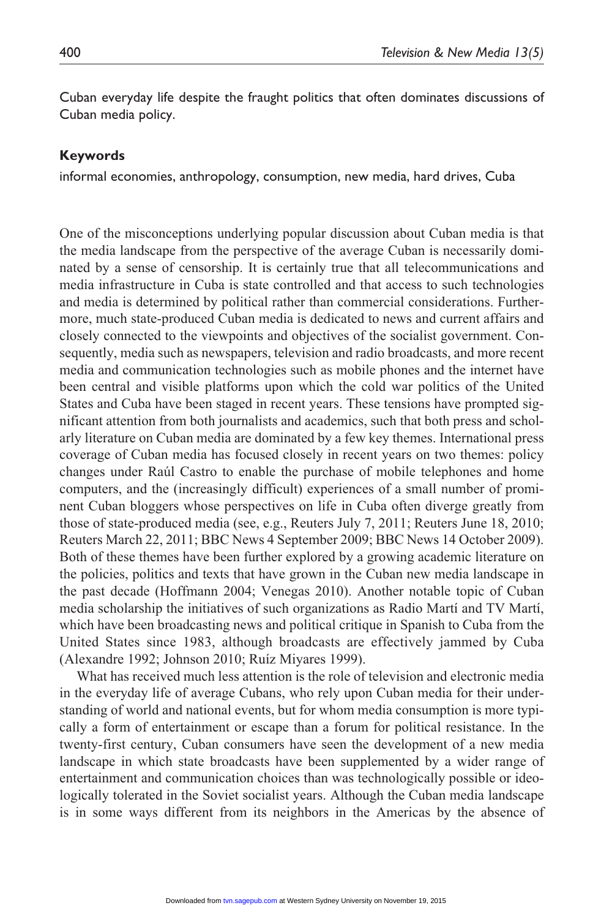Cuban everyday life despite the fraught politics that often dominates discussions of Cuban media policy.

### Keywords

informal economies, anthropology, consumption, new media, hard drives, Cuba

One of the misconceptions underlying popular discussion about Cuban media is that the media landscape from the perspective of the average Cuban is necessarily dominated by a sense of censorship. It is certainly true that all telecommunications and media infrastructure in Cuba is state controlled and that access to such technologies and media is determined by political rather than commercial considerations. Furthermore, much state-produced Cuban media is dedicated to news and current affairs and closely connected to the viewpoints and objectives of the socialist government. Consequently, media such as newspapers, television and radio broadcasts, and more recent media and communication technologies such as mobile phones and the internet have been central and visible platforms upon which the cold war politics of the United States and Cuba have been staged in recent years. These tensions have prompted significant attention from both journalists and academics, such that both press and scholarly literature on Cuban media are dominated by a few key themes. International press coverage of Cuban media has focused closely in recent years on two themes: policy changes under Raúl Castro to enable the purchase of mobile telephones and home computers, and the (increasingly difficult) experiences of a small number of prominent Cuban bloggers whose perspectives on life in Cuba often diverge greatly from those of state-produced media (see, e.g., Reuters July 7, 2011; Reuters June 18, 2010; Reuters March 22, 2011; BBC News 4 September 2009; BBC News 14 October 2009). Both of these themes have been further explored by a growing academic literature on the policies, politics and texts that have grown in the Cuban new media landscape in the past decade (Hoffmann 2004; Venegas 2010). Another notable topic of Cuban media scholarship the initiatives of such organizations as Radio Martí and TV Martí, which have been broadcasting news and political critique in Spanish to Cuba from the United States since 1983, although broadcasts are effectively jammed by Cuba (Alexandre 1992; Johnson 2010; Ruíz Miyares 1999).

What has received much less attention is the role of television and electronic media in the everyday life of average Cubans, who rely upon Cuban media for their understanding of world and national events, but for whom media consumption is more typically a form of entertainment or escape than a forum for political resistance. In the twenty-first century, Cuban consumers have seen the development of a new media landscape in which state broadcasts have been supplemented by a wider range of entertainment and communication choices than was technologically possible or ideologically tolerated in the Soviet socialist years. Although the Cuban media landscape is in some ways different from its neighbors in the Americas by the absence of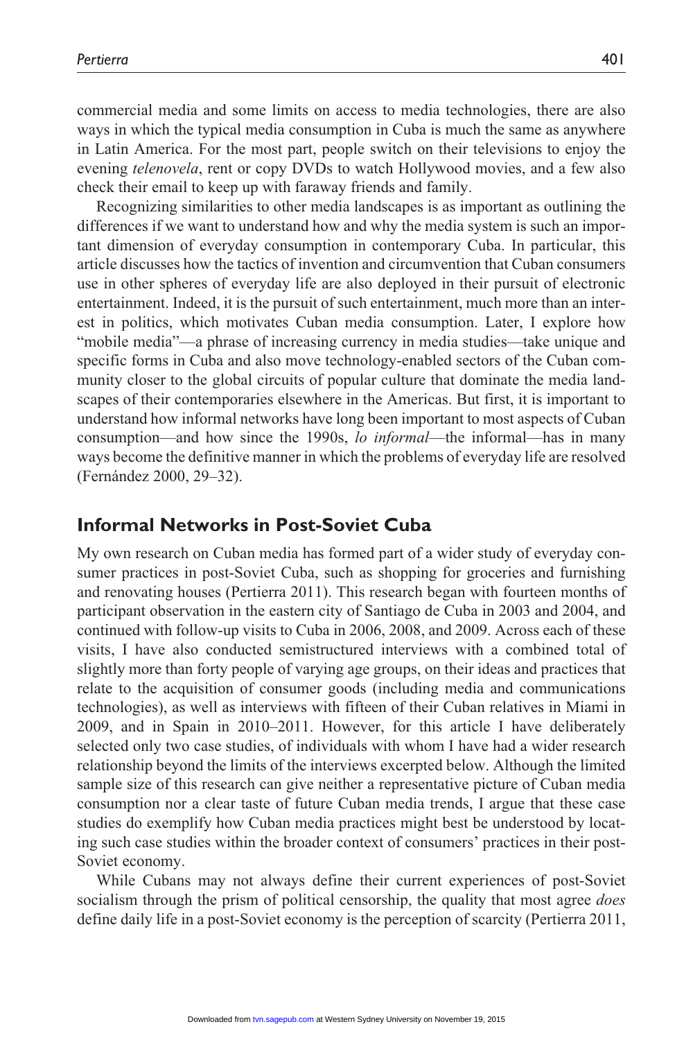commercial media and some limits on access to media technologies, there are also ways in which the typical media consumption in Cuba is much the same as anywhere in Latin America. For the most part, people switch on their televisions to enjoy the evening *telenovela*, rent or copy DVDs to watch Hollywood movies, and a few also check their email to keep up with faraway friends and family.

Recognizing similarities to other media landscapes is as important as outlining the differences if we want to understand how and why the media system is such an important dimension of everyday consumption in contemporary Cuba. In particular, this article discusses how the tactics of invention and circumvention that Cuban consumers use in other spheres of everyday life are also deployed in their pursuit of electronic entertainment. Indeed, it is the pursuit of such entertainment, much more than an interest in politics, which motivates Cuban media consumption. Later, I explore how "mobile media"—a phrase of increasing currency in media studies—take unique and specific forms in Cuba and also move technology-enabled sectors of the Cuban community closer to the global circuits of popular culture that dominate the media landscapes of their contemporaries elsewhere in the Americas. But first, it is important to understand how informal networks have long been important to most aspects of Cuban consumption—and how since the 1990s, *lo informal*—the informal—has in many ways become the definitive manner in which the problems of everyday life are resolved (Fernández 2000, 29–32).

## Informal Networks in Post-Soviet Cuba

My own research on Cuban media has formed part of a wider study of everyday consumer practices in post-Soviet Cuba, such as shopping for groceries and furnishing and renovating houses (Pertierra 2011). This research began with fourteen months of participant observation in the eastern city of Santiago de Cuba in 2003 and 2004, and continued with follow-up visits to Cuba in 2006, 2008, and 2009. Across each of these visits, I have also conducted semistructured interviews with a combined total of slightly more than forty people of varying age groups, on their ideas and practices that relate to the acquisition of consumer goods (including media and communications technologies), as well as interviews with fifteen of their Cuban relatives in Miami in 2009, and in Spain in 2010–2011. However, for this article I have deliberately selected only two case studies, of individuals with whom I have had a wider research relationship beyond the limits of the interviews excerpted below. Although the limited sample size of this research can give neither a representative picture of Cuban media consumption nor a clear taste of future Cuban media trends, I argue that these case studies do exemplify how Cuban media practices might best be understood by locating such case studies within the broader context of consumers' practices in their post-Soviet economy.

While Cubans may not always define their current experiences of post-Soviet socialism through the prism of political censorship, the quality that most agree *does* define daily life in a post-Soviet economy is the perception of scarcity (Pertierra 2011,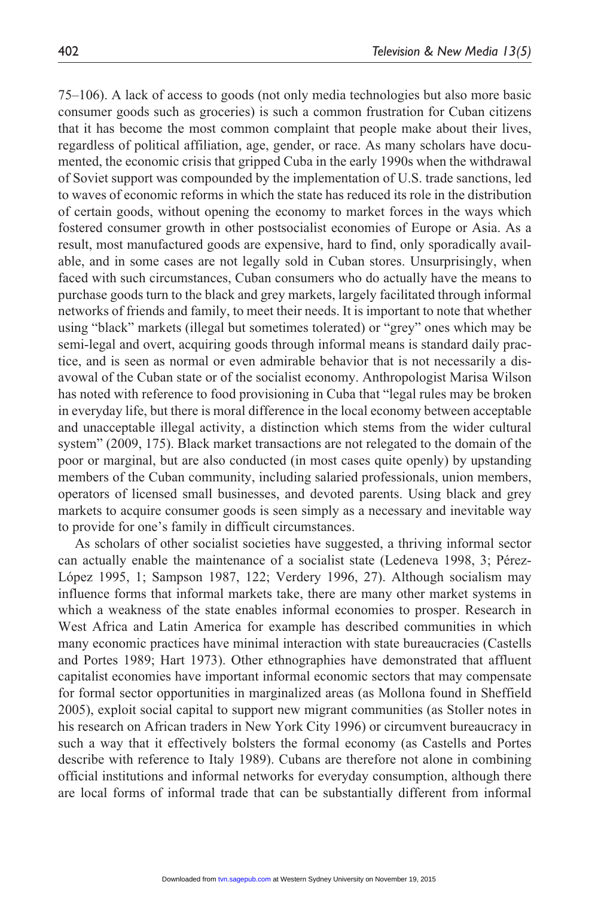75–106). A lack of access to goods (not only media technologies but also more basic consumer goods such as groceries) is such a common frustration for Cuban citizens that it has become the most common complaint that people make about their lives, regardless of political affiliation, age, gender, or race. As many scholars have documented, the economic crisis that gripped Cuba in the early 1990s when the withdrawal of Soviet support was compounded by the implementation of U.S. trade sanctions, led to waves of economic reforms in which the state has reduced its role in the distribution of certain goods, without opening the economy to market forces in the ways which fostered consumer growth in other postsocialist economies of Europe or Asia. As a result, most manufactured goods are expensive, hard to find, only sporadically available, and in some cases are not legally sold in Cuban stores. Unsurprisingly, when faced with such circumstances, Cuban consumers who do actually have the means to purchase goods turn to the black and grey markets, largely facilitated through informal networks of friends and family, to meet their needs. It is important to note that whether using "black" markets (illegal but sometimes tolerated) or "grey" ones which may be semi-legal and overt, acquiring goods through informal means is standard daily practice, and is seen as normal or even admirable behavior that is not necessarily a disavowal of the Cuban state or of the socialist economy. Anthropologist Marisa Wilson has noted with reference to food provisioning in Cuba that "legal rules may be broken in everyday life, but there is moral difference in the local economy between acceptable and unacceptable illegal activity, a distinction which stems from the wider cultural system" (2009, 175). Black market transactions are not relegated to the domain of the poor or marginal, but are also conducted (in most cases quite openly) by upstanding members of the Cuban community, including salaried professionals, union members, operators of licensed small businesses, and devoted parents. Using black and grey markets to acquire consumer goods is seen simply as a necessary and inevitable way to provide for one's family in difficult circumstances.

As scholars of other socialist societies have suggested, a thriving informal sector can actually enable the maintenance of a socialist state (Ledeneva 1998, 3; Pérez-López 1995, 1; Sampson 1987, 122; Verdery 1996, 27). Although socialism may influence forms that informal markets take, there are many other market systems in which a weakness of the state enables informal economies to prosper. Research in West Africa and Latin America for example has described communities in which many economic practices have minimal interaction with state bureaucracies (Castells and Portes 1989; Hart 1973). Other ethnographies have demonstrated that affluent capitalist economies have important informal economic sectors that may compensate for formal sector opportunities in marginalized areas (as Mollona found in Sheffield 2005), exploit social capital to support new migrant communities (as Stoller notes in his research on African traders in New York City 1996) or circumvent bureaucracy in such a way that it effectively bolsters the formal economy (as Castells and Portes describe with reference to Italy 1989). Cubans are therefore not alone in combining official institutions and informal networks for everyday consumption, although there are local forms of informal trade that can be substantially different from informal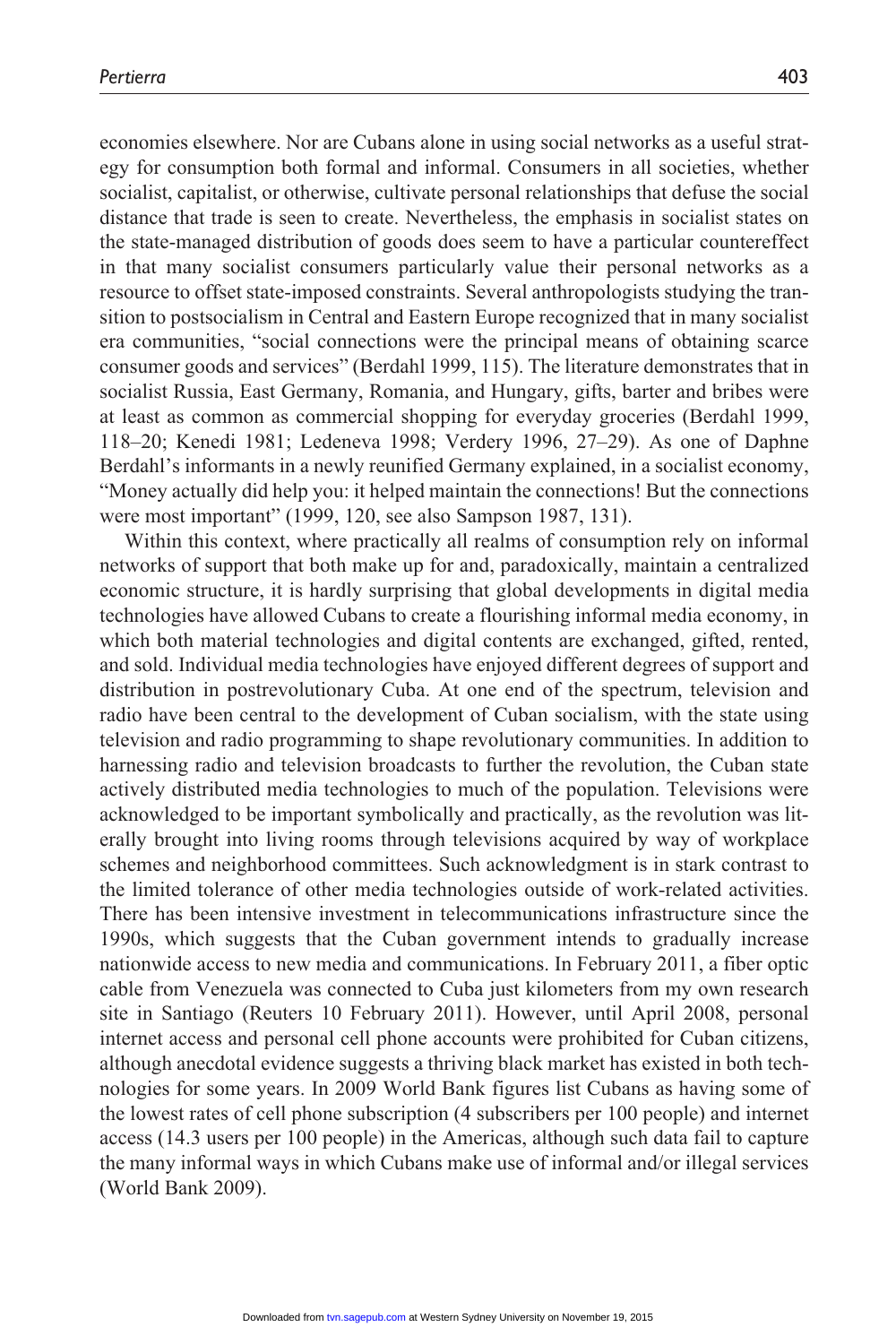economies elsewhere. Nor are Cubans alone in using social networks as a useful strategy for consumption both formal and informal. Consumers in all societies, whether socialist, capitalist, or otherwise, cultivate personal relationships that defuse the social distance that trade is seen to create. Nevertheless, the emphasis in socialist states on the state-managed distribution of goods does seem to have a particular countereffect in that many socialist consumers particularly value their personal networks as a resource to offset state-imposed constraints. Several anthropologists studying the transition to postsocialism in Central and Eastern Europe recognized that in many socialist era communities, "social connections were the principal means of obtaining scarce consumer goods and services" (Berdahl 1999, 115). The literature demonstrates that in socialist Russia, East Germany, Romania, and Hungary, gifts, barter and bribes were at least as common as commercial shopping for everyday groceries (Berdahl 1999, 118–20; Kenedi 1981; Ledeneva 1998; Verdery 1996, 27–29). As one of Daphne Berdahl's informants in a newly reunified Germany explained, in a socialist economy, "Money actually did help you: it helped maintain the connections! But the connections were most important" (1999, 120, see also Sampson 1987, 131).

Within this context, where practically all realms of consumption rely on informal networks of support that both make up for and, paradoxically, maintain a centralized economic structure, it is hardly surprising that global developments in digital media technologies have allowed Cubans to create a flourishing informal media economy, in which both material technologies and digital contents are exchanged, gifted, rented, and sold. Individual media technologies have enjoyed different degrees of support and distribution in postrevolutionary Cuba. At one end of the spectrum, television and radio have been central to the development of Cuban socialism, with the state using television and radio programming to shape revolutionary communities. In addition to harnessing radio and television broadcasts to further the revolution, the Cuban state actively distributed media technologies to much of the population. Televisions were acknowledged to be important symbolically and practically, as the revolution was literally brought into living rooms through televisions acquired by way of workplace schemes and neighborhood committees. Such acknowledgment is in stark contrast to the limited tolerance of other media technologies outside of work-related activities. There has been intensive investment in telecommunications infrastructure since the 1990s, which suggests that the Cuban government intends to gradually increase nationwide access to new media and communications. In February 2011, a fiber optic cable from Venezuela was connected to Cuba just kilometers from my own research site in Santiago (Reuters 10 February 2011). However, until April 2008, personal internet access and personal cell phone accounts were prohibited for Cuban citizens, although anecdotal evidence suggests a thriving black market has existed in both technologies for some years. In 2009 World Bank figures list Cubans as having some of the lowest rates of cell phone subscription (4 subscribers per 100 people) and internet access (14.3 users per 100 people) in the Americas, although such data fail to capture the many informal ways in which Cubans make use of informal and/or illegal services (World Bank 2009).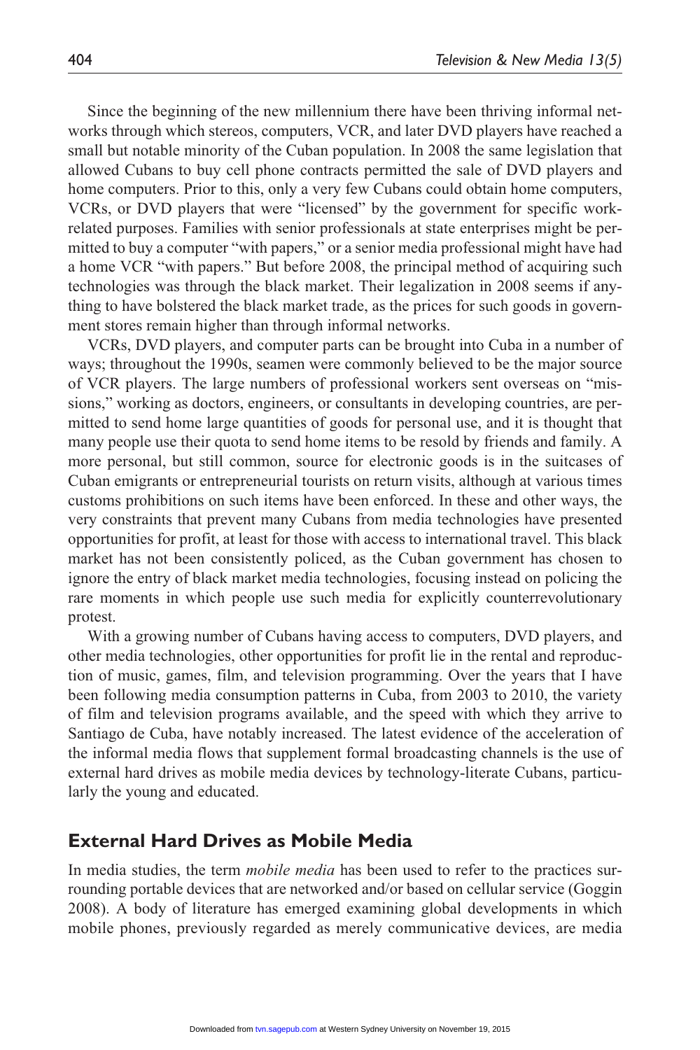Since the beginning of the new millennium there have been thriving informal networks through which stereos, computers, VCR, and later DVD players have reached a small but notable minority of the Cuban population. In 2008 the same legislation that allowed Cubans to buy cell phone contracts permitted the sale of DVD players and home computers. Prior to this, only a very few Cubans could obtain home computers, VCRs, or DVD players that were "licensed" by the government for specific work-related purposes. Families with senior professionals at state enterprises might be permitted to buy a computer "with papers," or a senior media professional might have had a home VCR "with papers." But before 2008, the principal method of acquiring such technologies was through the black market. Their legalization in 2008 seems if anything to have bolstered the black market trade, as the prices for such goods in government stores remain higher than through informal networks.

VCRs, DVD players, and computer parts can be brought into Cuba in a number of ways; throughout the 1990s, seamen were commonly believed to be the major source of VCR players. The large numbers of professional workers sent overseas on "missions," working as doctors, engineers, or consultants in developing countries, are permitted to send home large quantities of goods for personal use, and it is thought that many people use their quota to send home items to be resold by friends and family. A more personal, but still common, source for electronic goods is in the suitcases of Cuban emigrants or entrepreneurial tourists on return visits, although at various times customs prohibitions on such items have been enforced. In these and other ways, the very constraints that prevent many Cubans from media technologies have presented opportunities for profit, at least for those with access to international travel. This black market has not been consistently policed, as the Cuban government has chosen to ignore the entry of black market media technologies, focusing instead on policing the rare moments in which people use such media for explicitly counterrevolutionary protest.

With a growing number of Cubans having access to computers, DVD players, and other media technologies, other opportunities for profit lie in the rental and reproduction of music, games, film, and television programming. Over the years that I have been following media consumption patterns in Cuba, from 2003 to 2010, the variety of film and television programs available, and the speed with which they arrive to Santiago de Cuba, have notably increased. The latest evidence of the acceleration of the informal media flows that supplement formal broadcasting channels is the use of external hard drives as mobile media devices by technology-literate Cubans, particularly the young and educated.

## External Hard Drives as Mobile Media

In media studies, the term *mobile media* has been used to refer to the practices surrounding portable devices that are networked and/or based on cellular service (Goggin 2008). A body of literature has emerged examining global developments in which mobile phones, previously regarded as merely communicative devices, are media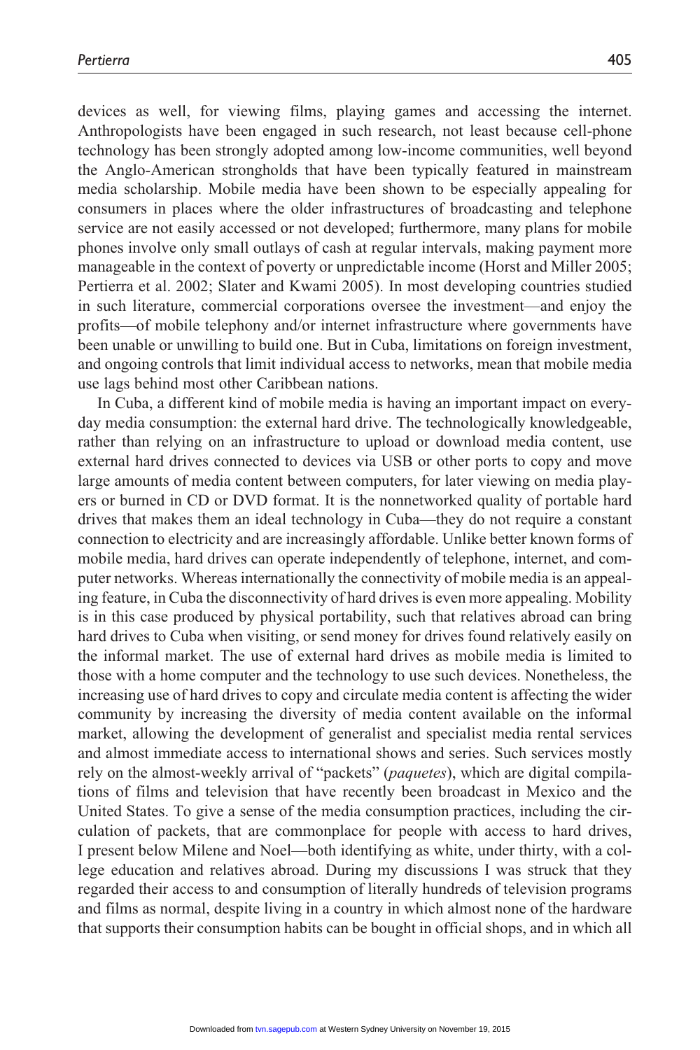devices as well, for viewing films, playing games and accessing the internet. Anthropologists have been engaged in such research, not least because cell-phone technology has been strongly adopted among low-income communities, well beyond the Anglo-American strongholds that have been typically featured in mainstream media scholarship. Mobile media have been shown to be especially appealing for consumers in places where the older infrastructures of broadcasting and telephone service are not easily accessed or not developed; furthermore, many plans for mobile phones involve only small outlays of cash at regular intervals, making payment more manageable in the context of poverty or unpredictable income (Horst and Miller 2005; Pertierra et al. 2002; Slater and Kwami 2005). In most developing countries studied in such literature, commercial corporations oversee the investment—and enjoy the profits—of mobile telephony and/or internet infrastructure where governments have been unable or unwilling to build one. But in Cuba, limitations on foreign investment, and ongoing controls that limit individual access to networks, mean that mobile media use lags behind most other Caribbean nations.

In Cuba, a different kind of mobile media is having an important impact on everyday media consumption: the external hard drive. The technologically knowledgeable, rather than relying on an infrastructure to upload or download media content, use external hard drives connected to devices via USB or other ports to copy and move large amounts of media content between computers, for later viewing on media players or burned in CD or DVD format. It is the nonnetworked quality of portable hard drives that makes them an ideal technology in Cuba—they do not require a constant connection to electricity and are increasingly affordable. Unlike better known forms of mobile media, hard drives can operate independently of telephone, internet, and computer networks. Whereas internationally the connectivity of mobile media is an appealing feature, in Cuba the disconnectivity of hard drives is even more appealing. Mobility is in this case produced by physical portability, such that relatives abroad can bring hard drives to Cuba when visiting, or send money for drives found relatively easily on the informal market. The use of external hard drives as mobile media is limited to those with a home computer and the technology to use such devices. Nonetheless, the increasing use of hard drives to copy and circulate media content is affecting the wider community by increasing the diversity of media content available on the informal market, allowing the development of generalist and specialist media rental services and almost immediate access to international shows and series. Such services mostly rely on the almost-weekly arrival of "packets" (*paquetes*), which are digital compilations of films and television that have recently been broadcast in Mexico and the United States. To give a sense of the media consumption practices, including the circulation of packets, that are commonplace for people with access to hard drives, I present below Milene and Noel—both identifying as white, under thirty, with a college education and relatives abroad. During my discussions I was struck that they regarded their access to and consumption of literally hundreds of television programs and films as normal, despite living in a country in which almost none of the hardware that supports their consumption habits can be bought in official shops, and in which all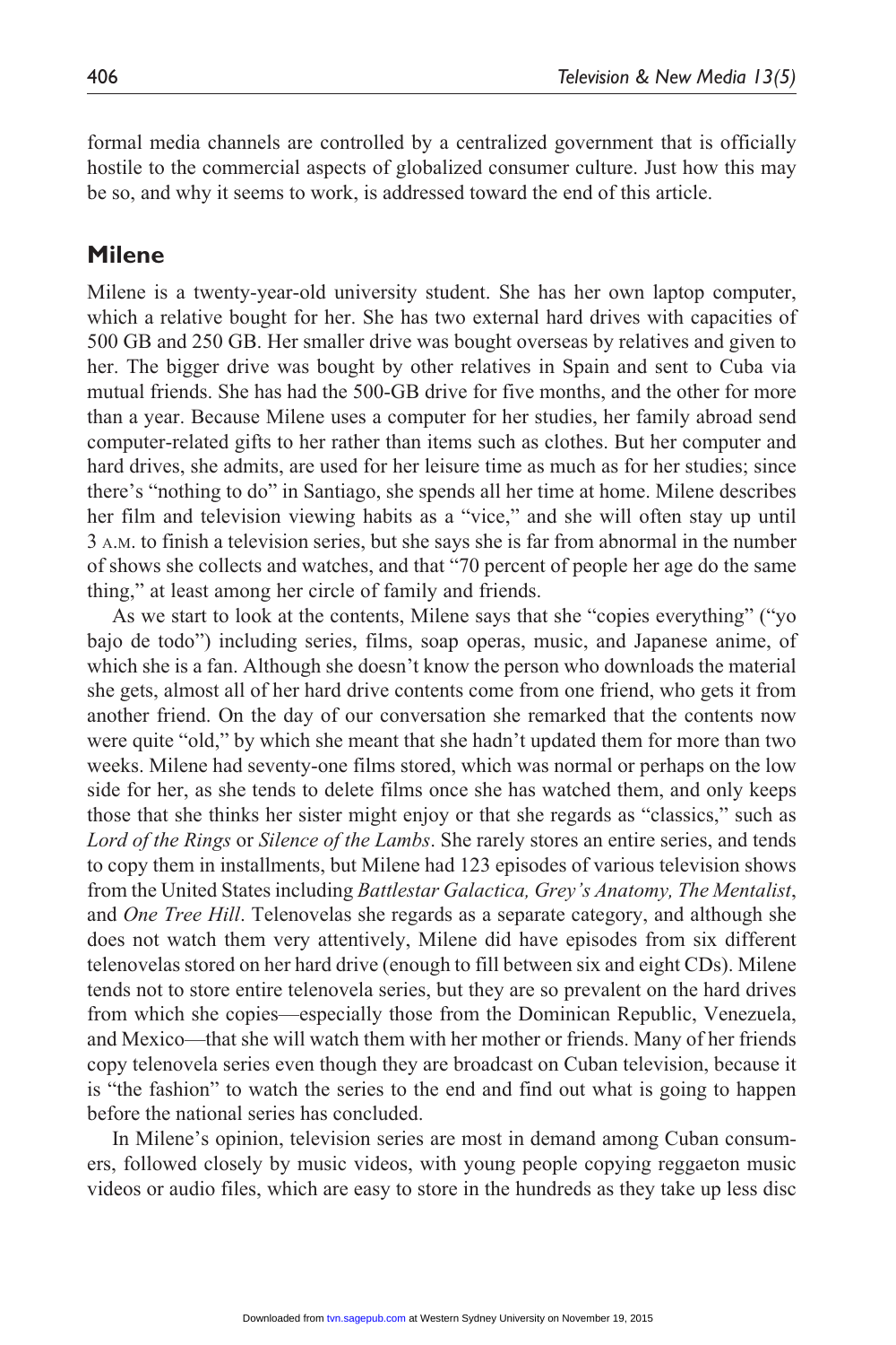formal media channels are controlled by a centralized government that is officially hostile to the commercial aspects of globalized consumer culture. Just how this may be so, and why it seems to work, is addressed toward the end of this article.

## Milene

Milene is a twenty-year-old university student. She has her own laptop computer, which a relative bought for her. She has two external hard drives with capacities of 500 GB and 250 GB. Her smaller drive was bought overseas by relatives and given to her. The bigger drive was bought by other relatives in Spain and sent to Cuba via mutual friends. She has had the 500-GB drive for five months, and the other for more than a year. Because Milene uses a computer for her studies, her family abroad send computer-related gifts to her rather than items such as clothes. But her computer and hard drives, she admits, are used for her leisure time as much as for her studies; since there's "nothing to do" in Santiago, she spends all her time at home. Milene describes her film and television viewing habits as a "vice," and she will often stay up until 3 A.M. to finish a television series, but she says she is far from abnormal in the number of shows she collects and watches, and that "70 percent of people her age do the same thing," at least among her circle of family and friends.

As we start to look at the contents, Milene says that she "copies everything" ("yo bajo de todo") including series, films, soap operas, music, and Japanese anime, of which she is a fan. Although she doesn't know the person who downloads the material she gets, almost all of her hard drive contents come from one friend, who gets it from another friend. On the day of our conversation she remarked that the contents now were quite "old," by which she meant that she hadn't updated them for more than two weeks. Milene had seventy-one films stored, which was normal or perhaps on the low side for her, as she tends to delete films once she has watched them, and only keeps those that she thinks her sister might enjoy or that she regards as "classics," such as *Lord of the Rings* or *Silence of the Lambs*. She rarely stores an entire series, and tends to copy them in installments, but Milene had 123 episodes of various television shows from the United States including *Battlestar Galactica, Grey's Anatomy, The Mentalist*, and *One Tree Hill*. Telenovelas she regards as a separate category, and although she does not watch them very attentively, Milene did have episodes from six different telenovelas stored on her hard drive (enough to fill between six and eight CDs). Milene tends not to store entire telenovela series, but they are so prevalent on the hard drives from which she copies—especially those from the Dominican Republic, Venezuela, and Mexico—that she will watch them with her mother or friends. Many of her friends copy telenovela series even though they are broadcast on Cuban television, because it is "the fashion" to watch the series to the end and find out what is going to happen before the national series has concluded.

In Milene's opinion, television series are most in demand among Cuban consumers, followed closely by music videos, with young people copying reggaeton music videos or audio files, which are easy to store in the hundreds as they take up less disc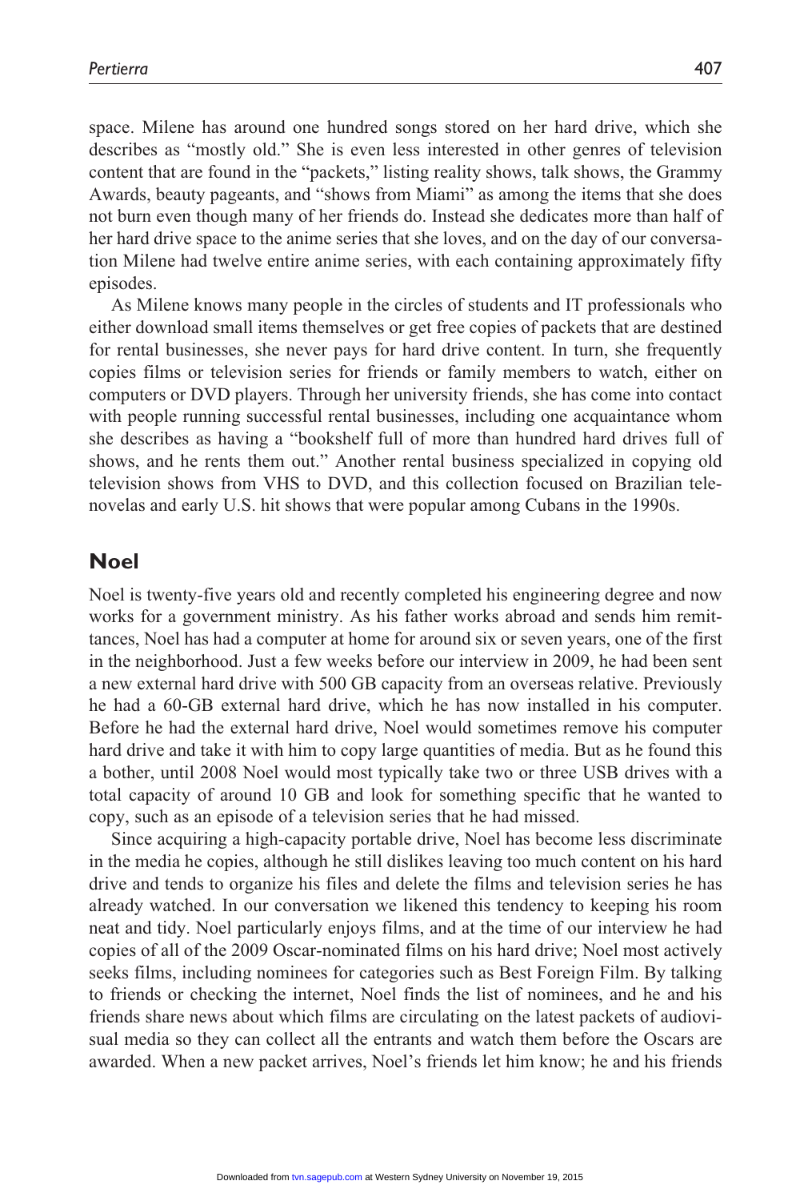space. Milene has around one hundred songs stored on her hard drive, which she describes as "mostly old." She is even less interested in other genres of television content that are found in the "packets," listing reality shows, talk shows, the Grammy Awards, beauty pageants, and "shows from Miami" as among the items that she does not burn even though many of her friends do. Instead she dedicates more than half of her hard drive space to the anime series that she loves, and on the day of our conversation Milene had twelve entire anime series, with each containing approximately fifty episodes.

As Milene knows many people in the circles of students and IT professionals who either download small items themselves or get free copies of packets that are destined for rental businesses, she never pays for hard drive content. In turn, she frequently copies films or television series for friends or family members to watch, either on computers or DVD players. Through her university friends, she has come into contact with people running successful rental businesses, including one acquaintance whom she describes as having a "bookshelf full of more than hundred hard drives full of shows, and he rents them out." Another rental business specialized in copying old television shows from VHS to DVD, and this collection focused on Brazilian telenovelas and early U.S. hit shows that were popular among Cubans in the 1990s.

## Noel

Noel is twenty-five years old and recently completed his engineering degree and now works for a government ministry. As his father works abroad and sends him remittances, Noel has had a computer at home for around six or seven years, one of the first in the neighborhood. Just a few weeks before our interview in 2009, he had been sent a new external hard drive with 500 GB capacity from an overseas relative. Previously he had a 60-GB external hard drive, which he has now installed in his computer. Before he had the external hard drive, Noel would sometimes remove his computer hard drive and take it with him to copy large quantities of media. But as he found this a bother, until 2008 Noel would most typically take two or three USB drives with a total capacity of around 10 GB and look for something specific that he wanted to copy, such as an episode of a television series that he had missed.

Since acquiring a high-capacity portable drive, Noel has become less discriminate in the media he copies, although he still dislikes leaving too much content on his hard drive and tends to organize his files and delete the films and television series he has already watched. In our conversation we likened this tendency to keeping his room neat and tidy. Noel particularly enjoys films, and at the time of our interview he had copies of all of the 2009 Oscar-nominated films on his hard drive; Noel most actively seeks films, including nominees for categories such as Best Foreign Film. By talking to friends or checking the internet, Noel finds the list of nominees, and he and his friends share news about which films are circulating on the latest packets of audiovisual media so they can collect all the entrants and watch them before the Oscars are awarded. When a new packet arrives, Noel's friends let him know; he and his friends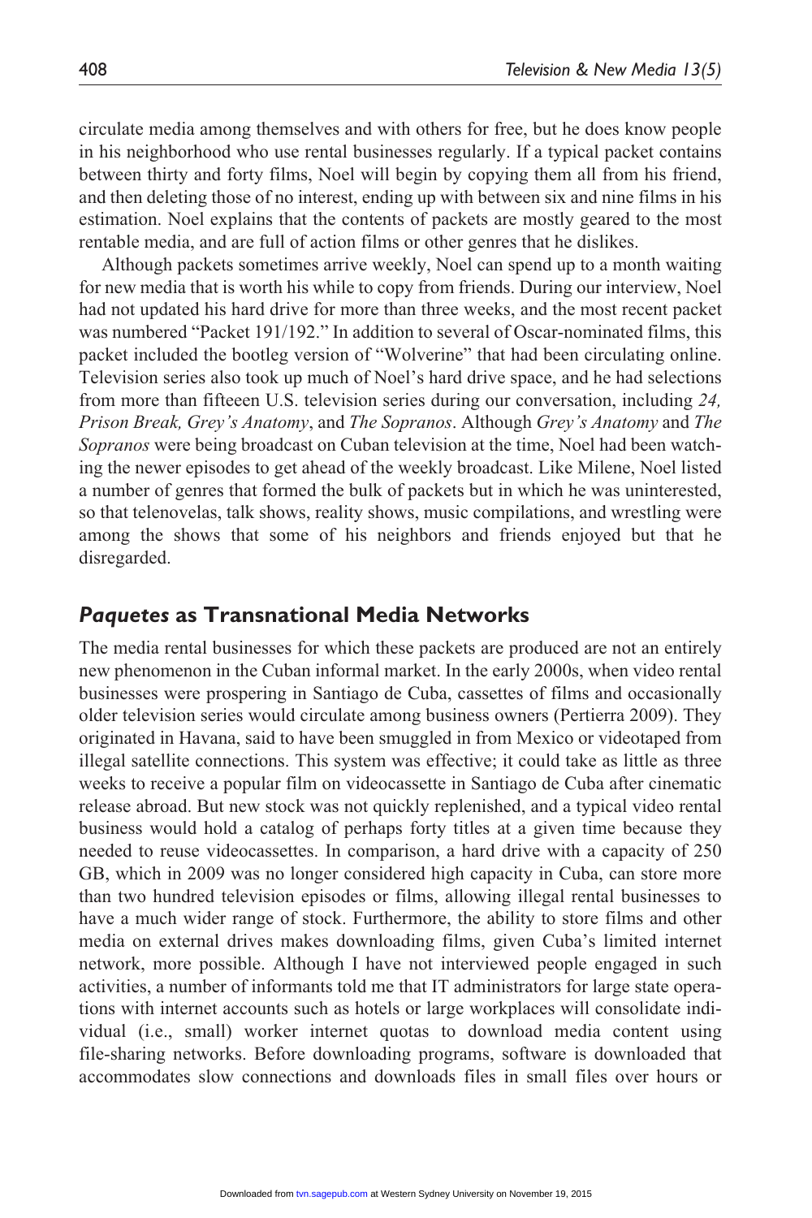circulate media among themselves and with others for free, but he does know people in his neighborhood who use rental businesses regularly. If a typical packet contains between thirty and forty films, Noel will begin by copying them all from his friend, and then deleting those of no interest, ending up with between six and nine films in his estimation. Noel explains that the contents of packets are mostly geared to the most rentable media, and are full of action films or other genres that he dislikes.

Although packets sometimes arrive weekly, Noel can spend up to a month waiting for new media that is worth his while to copy from friends. During our interview, Noel had not updated his hard drive for more than three weeks, and the most recent packet was numbered "Packet 191/192." In addition to several of Oscar-nominated films, this packet included the bootleg version of "Wolverine" that had been circulating online. Television series also took up much of Noel's hard drive space, and he had selections from more than fifteeen U.S. television series during our conversation, including *24, Prison Break, Grey's Anatomy*, and *The Sopranos*. Although *Grey's Anatomy* and *The Sopranos* were being broadcast on Cuban television at the time, Noel had been watching the newer episodes to get ahead of the weekly broadcast. Like Milene, Noel listed a number of genres that formed the bulk of packets but in which he was uninterested, so that telenovelas, talk shows, reality shows, music compilations, and wrestling were among the shows that some of his neighbors and friends enjoyed but that he disregarded.

## *Paquetes* as Transnational Media Networks

The media rental businesses for which these packets are produced are not an entirely new phenomenon in the Cuban informal market. In the early 2000s, when video rental businesses were prospering in Santiago de Cuba, cassettes of films and occasionally older television series would circulate among business owners (Pertierra 2009). They originated in Havana, said to have been smuggled in from Mexico or videotaped from illegal satellite connections. This system was effective; it could take as little as three weeks to receive a popular film on videocassette in Santiago de Cuba after cinematic release abroad. But new stock was not quickly replenished, and a typical video rental business would hold a catalog of perhaps forty titles at a given time because they needed to reuse videocassettes. In comparison, a hard drive with a capacity of 250 GB, which in 2009 was no longer considered high capacity in Cuba, can store more than two hundred television episodes or films, allowing illegal rental businesses to have a much wider range of stock. Furthermore, the ability to store films and other media on external drives makes downloading films, given Cuba's limited internet network, more possible. Although I have not interviewed people engaged in such activities, a number of informants told me that IT administrators for large state operations with internet accounts such as hotels or large workplaces will consolidate individual (i.e., small) worker internet quotas to download media content using file-sharing networks. Before downloading programs, software is downloaded that accommodates slow connections and downloads files in small files over hours or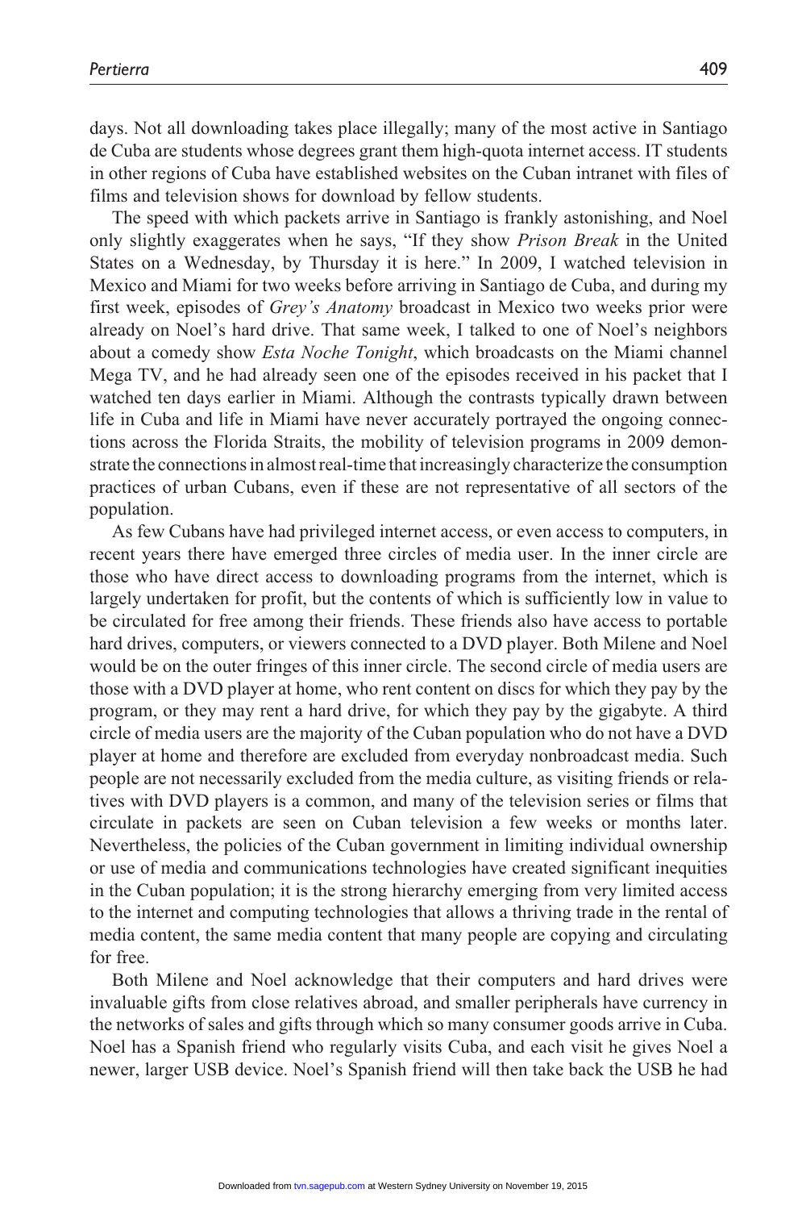days. Not all downloading takes place illegally; many of the most active in Santiago de Cuba are students whose degrees grant them high-quota internet access. IT students in other regions of Cuba have established websites on the Cuban intranet with files of films and television shows for download by fellow students.

The speed with which packets arrive in Santiago is frankly astonishing, and Noel only slightly exaggerates when he says, "If they show *Prison Break* in the United States on a Wednesday, by Thursday it is here." In 2009, I watched television in Mexico and Miami for two weeks before arriving in Santiago de Cuba, and during my first week, episodes of *Grey's Anatomy* broadcast in Mexico two weeks prior were already on Noel's hard drive. That same week, I talked to one of Noel's neighbors about a comedy show *Esta Noche Tonight*, which broadcasts on the Miami channel Mega TV, and he had already seen one of the episodes received in his packet that I watched ten days earlier in Miami. Although the contrasts typically drawn between life in Cuba and life in Miami have never accurately portrayed the ongoing connections across the Florida Straits, the mobility of television programs in 2009 demonstrate the connections in almost real-time that increasingly characterize the consumption practices of urban Cubans, even if these are not representative of all sectors of the population.

As few Cubans have had privileged internet access, or even access to computers, in recent years there have emerged three circles of media user. In the inner circle are those who have direct access to downloading programs from the internet, which is largely undertaken for profit, but the contents of which is sufficiently low in value to be circulated for free among their friends. These friends also have access to portable hard drives, computers, or viewers connected to a DVD player. Both Milene and Noel would be on the outer fringes of this inner circle. The second circle of media users are those with a DVD player at home, who rent content on discs for which they pay by the program, or they may rent a hard drive, for which they pay by the gigabyte. A third circle of media users are the majority of the Cuban population who do not have a DVD player at home and therefore are excluded from everyday nonbroadcast media. Such people are not necessarily excluded from the media culture, as visiting friends or relatives with DVD players is a common, and many of the television series or films that circulate in packets are seen on Cuban television a few weeks or months later. Nevertheless, the policies of the Cuban government in limiting individual ownership or use of media and communications technologies have created significant inequities in the Cuban population; it is the strong hierarchy emerging from very limited access to the internet and computing technologies that allows a thriving trade in the rental of media content, the same media content that many people are copying and circulating for free.

Both Milene and Noel acknowledge that their computers and hard drives were invaluable gifts from close relatives abroad, and smaller peripherals have currency in the networks of sales and gifts through which so many consumer goods arrive in Cuba. Noel has a Spanish friend who regularly visits Cuba, and each visit he gives Noel a newer, larger USB device. Noel's Spanish friend will then take back the USB he had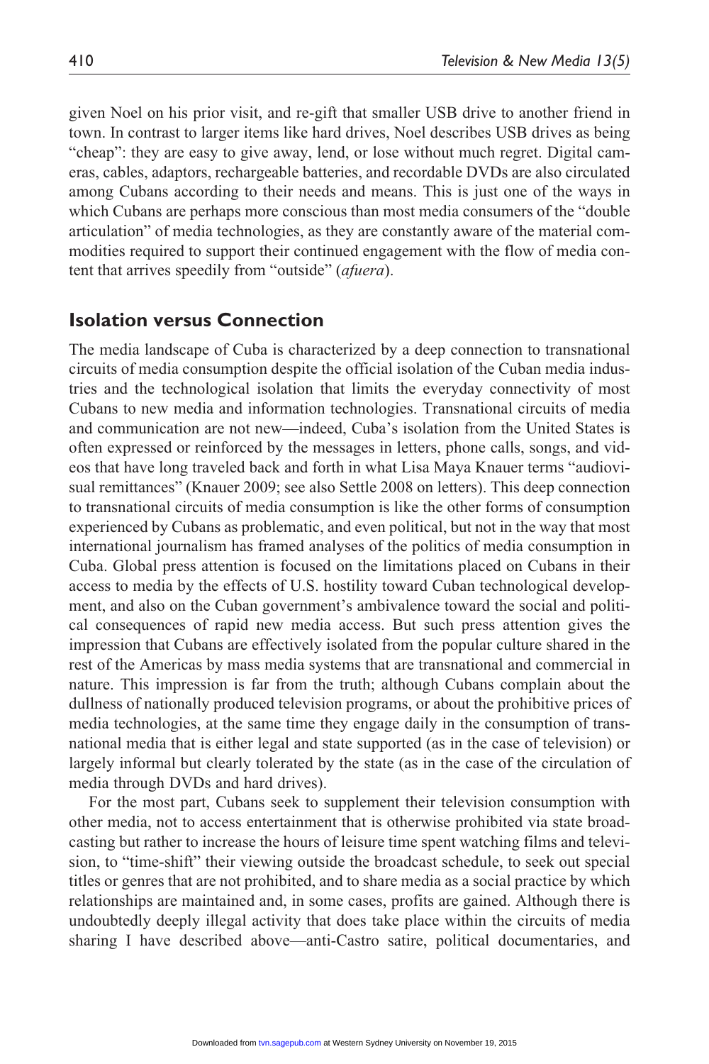given Noel on his prior visit, and re-gift that smaller USB drive to another friend in town. In contrast to larger items like hard drives, Noel describes USB drives as being "cheap": they are easy to give away, lend, or lose without much regret. Digital cameras, cables, adaptors, rechargeable batteries, and recordable DVDs are also circulated among Cubans according to their needs and means. This is just one of the ways in which Cubans are perhaps more conscious than most media consumers of the "double articulation" of media technologies, as they are constantly aware of the material commodities required to support their continued engagement with the flow of media content that arrives speedily from "outside" (*afuera*).

## Isolation versus Connection

The media landscape of Cuba is characterized by a deep connection to transnational circuits of media consumption despite the official isolation of the Cuban media industries and the technological isolation that limits the everyday connectivity of most Cubans to new media and information technologies. Transnational circuits of media and communication are not new—indeed, Cuba's isolation from the United States is often expressed or reinforced by the messages in letters, phone calls, songs, and videos that have long traveled back and forth in what Lisa Maya Knauer terms "audiovisual remittances" (Knauer 2009; see also Settle 2008 on letters). This deep connection to transnational circuits of media consumption is like the other forms of consumption experienced by Cubans as problematic, and even political, but not in the way that most international journalism has framed analyses of the politics of media consumption in Cuba. Global press attention is focused on the limitations placed on Cubans in their access to media by the effects of U.S. hostility toward Cuban technological development, and also on the Cuban government's ambivalence toward the social and political consequences of rapid new media access. But such press attention gives the impression that Cubans are effectively isolated from the popular culture shared in the rest of the Americas by mass media systems that are transnational and commercial in nature. This impression is far from the truth; although Cubans complain about the dullness of nationally produced television programs, or about the prohibitive prices of media technologies, at the same time they engage daily in the consumption of transnational media that is either legal and state supported (as in the case of television) or largely informal but clearly tolerated by the state (as in the case of the circulation of media through DVDs and hard drives).

For the most part, Cubans seek to supplement their television consumption with other media, not to access entertainment that is otherwise prohibited via state broadcasting but rather to increase the hours of leisure time spent watching films and television, to "time-shift" their viewing outside the broadcast schedule, to seek out special titles or genres that are not prohibited, and to share media as a social practice by which relationships are maintained and, in some cases, profits are gained. Although there is undoubtedly deeply illegal activity that does take place within the circuits of media sharing I have described above—anti-Castro satire, political documentaries, and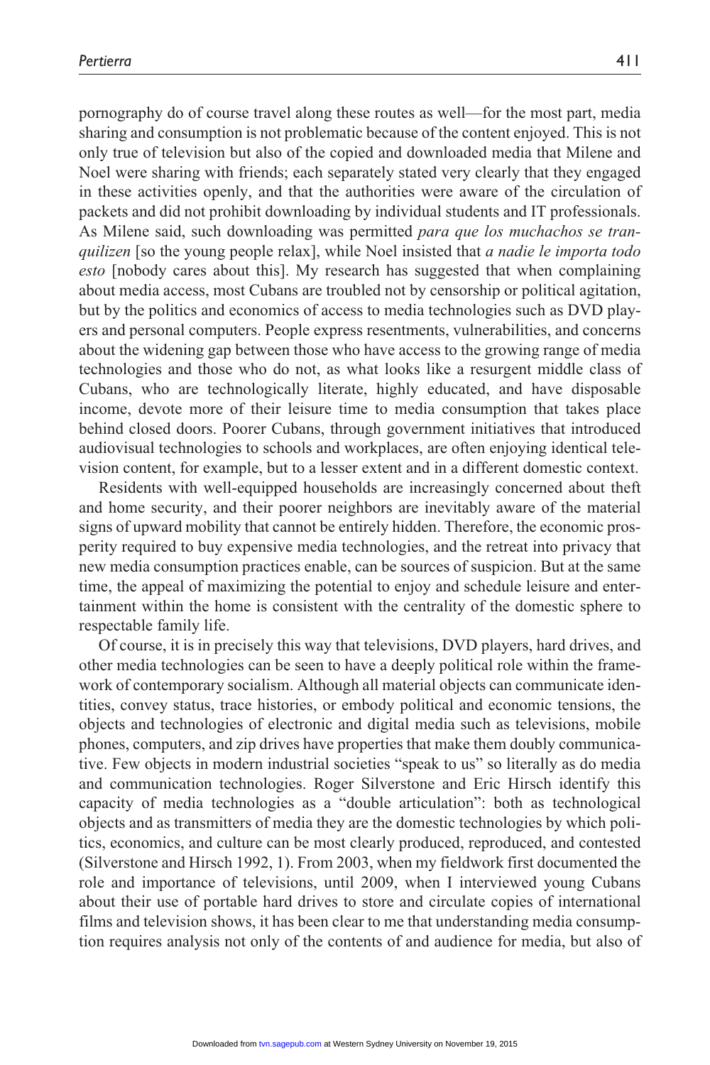pornography do of course travel along these routes as well—for the most part, media sharing and consumption is not problematic because of the content enjoyed. This is not only true of television but also of the copied and downloaded media that Milene and Noel were sharing with friends; each separately stated very clearly that they engaged in these activities openly, and that the authorities were aware of the circulation of packets and did not prohibit downloading by individual students and IT professionals. As Milene said, such downloading was permitted *para que los muchachos se tranquilizen* [so the young people relax], while Noel insisted that *a nadie le importa todo esto* [nobody cares about this]. My research has suggested that when complaining about media access, most Cubans are troubled not by censorship or political agitation, but by the politics and economics of access to media technologies such as DVD players and personal computers. People express resentments, vulnerabilities, and concerns about the widening gap between those who have access to the growing range of media technologies and those who do not, as what looks like a resurgent middle class of Cubans, who are technologically literate, highly educated, and have disposable income, devote more of their leisure time to media consumption that takes place behind closed doors. Poorer Cubans, through government initiatives that introduced audiovisual technologies to schools and workplaces, are often enjoying identical television content, for example, but to a lesser extent and in a different domestic context.

Residents with well-equipped households are increasingly concerned about theft and home security, and their poorer neighbors are inevitably aware of the material signs of upward mobility that cannot be entirely hidden. Therefore, the economic prosperity required to buy expensive media technologies, and the retreat into privacy that new media consumption practices enable, can be sources of suspicion. But at the same time, the appeal of maximizing the potential to enjoy and schedule leisure and entertainment within the home is consistent with the centrality of the domestic sphere to respectable family life.

Of course, it is in precisely this way that televisions, DVD players, hard drives, and other media technologies can be seen to have a deeply political role within the framework of contemporary socialism. Although all material objects can communicate identities, convey status, trace histories, or embody political and economic tensions, the objects and technologies of electronic and digital media such as televisions, mobile phones, computers, and zip drives have properties that make them doubly communicative. Few objects in modern industrial societies "speak to us" so literally as do media and communication technologies. Roger Silverstone and Eric Hirsch identify this capacity of media technologies as a "double articulation": both as technological objects and as transmitters of media they are the domestic technologies by which politics, economics, and culture can be most clearly produced, reproduced, and contested (Silverstone and Hirsch 1992, 1). From 2003, when my fieldwork first documented the role and importance of televisions, until 2009, when I interviewed young Cubans about their use of portable hard drives to store and circulate copies of international films and television shows, it has been clear to me that understanding media consumption requires analysis not only of the contents of and audience for media, but also of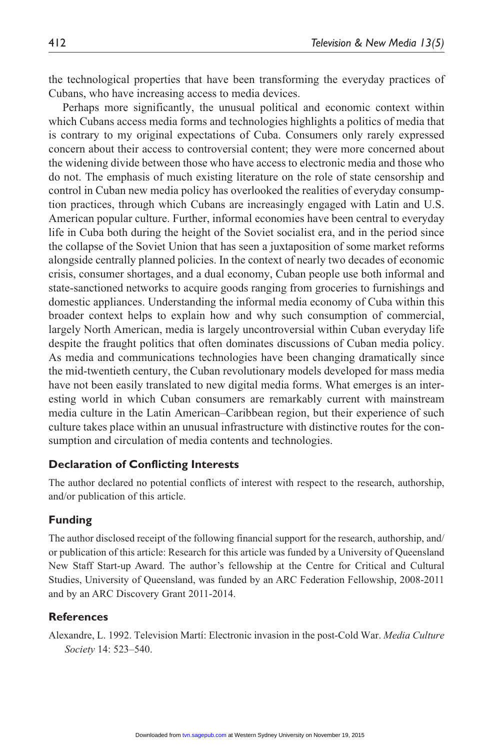the technological properties that have been transforming the everyday practices of Cubans, who have increasing access to media devices.

Perhaps more significantly, the unusual political and economic context within which Cubans access media forms and technologies highlights a politics of media that is contrary to my original expectations of Cuba. Consumers only rarely expressed concern about their access to controversial content; they were more concerned about the widening divide between those who have access to electronic media and those who do not. The emphasis of much existing literature on the role of state censorship and control in Cuban new media policy has overlooked the realities of everyday consumption practices, through which Cubans are increasingly engaged with Latin and U.S. American popular culture. Further, informal economies have been central to everyday life in Cuba both during the height of the Soviet socialist era, and in the period since the collapse of the Soviet Union that has seen a juxtaposition of some market reforms alongside centrally planned policies. In the context of nearly two decades of economic crisis, consumer shortages, and a dual economy, Cuban people use both informal and state-sanctioned networks to acquire goods ranging from groceries to furnishings and domestic appliances. Understanding the informal media economy of Cuba within this broader context helps to explain how and why such consumption of commercial, largely North American, media is largely uncontroversial within Cuban everyday life despite the fraught politics that often dominates discussions of Cuban media policy. As media and communications technologies have been changing dramatically since the mid-twentieth century, the Cuban revolutionary models developed for mass media have not been easily translated to new digital media forms. What emerges is an interesting world in which Cuban consumers are remarkably current with mainstream media culture in the Latin American–Caribbean region, but their experience of such culture takes place within an unusual infrastructure with distinctive routes for the consumption and circulation of media contents and technologies.

## Declaration of Conflicting Interests

The author declared no potential conflicts of interest with respect to the research, authorship, and/or publication of this article.

## Funding

The author disclosed receipt of the following financial support for the research, authorship, and/or publication of this article: Research for this article was funded by a University of Queensland New Staff Start-up Award. The author's fellowship at the Centre for Critical and Cultural Studies, University of Queensland, was funded by an ARC Federation Fellowship, 2008-2011 and by an ARC Discovery Grant 2011-2014.

## References

Alexandre, L. 1992. Television Martí: Electronic invasion in the post-Cold War. *Media Culture Society* 14: 523–540.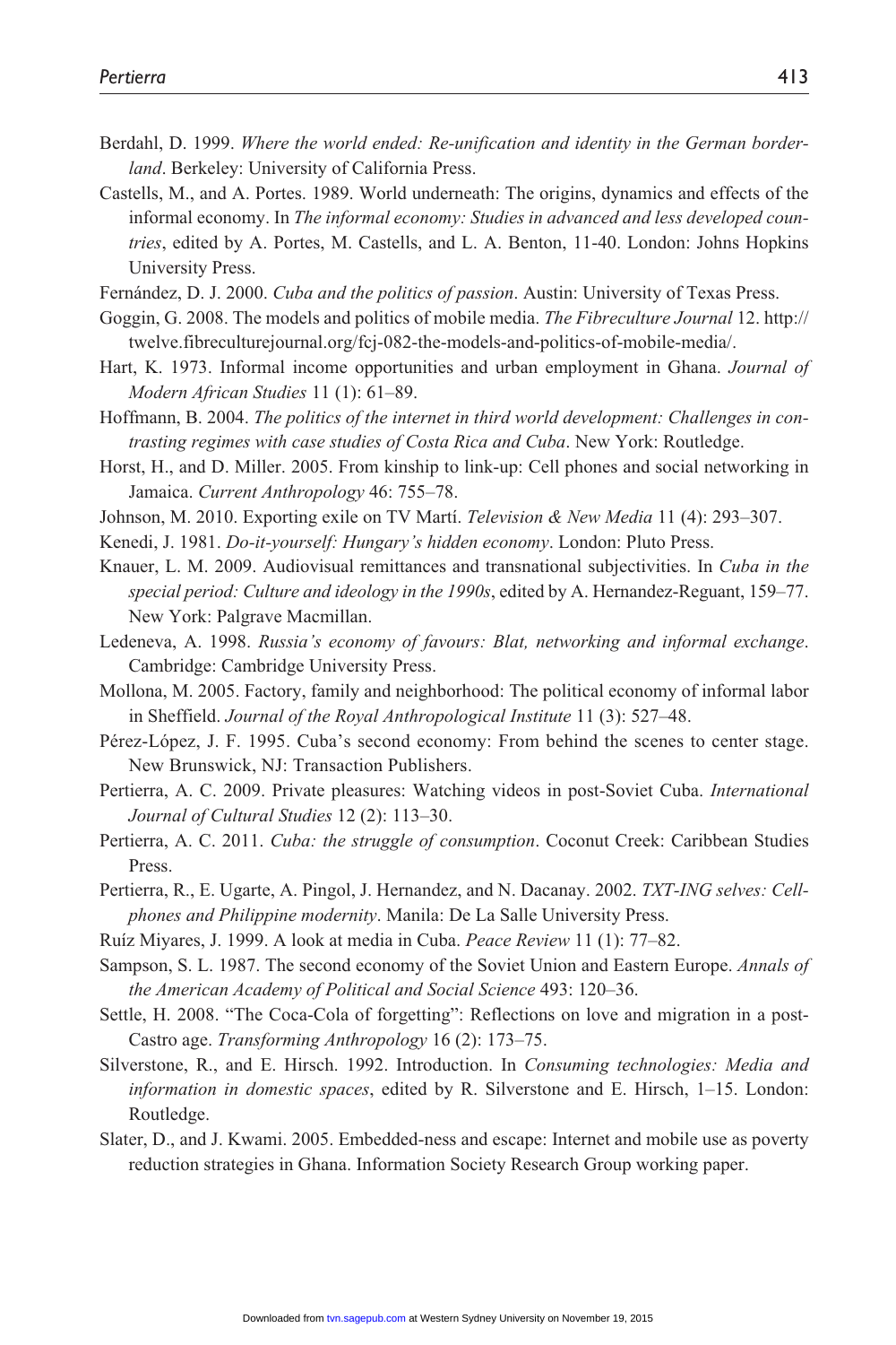Berdahl, D. 1999. *Where the world ended: Re-unification and identity in the German borderland*. Berkeley: University of California Press.

Castells, M., and A. Portes. 1989. World underneath: The origins, dynamics and effects of the informal economy. In *The informal economy: Studies in advanced and less developed countries*, edited by A. Portes, M. Castells, and L. A. Benton, 11-40. London: Johns Hopkins University Press.

Fernández, D. J. 2000. *Cuba and the politics of passion*. Austin: University of Texas Press.

Goggin, G. 2008. The models and politics of mobile media. *The Fibreculture Journal* 12. http://twelve.fibreculturejournal.org/fcj-082-the-models-and-politics-of-mobile-media/.

Hart, K. 1973. Informal income opportunities and urban employment in Ghana. *Journal of Modern African Studies* 11 (1): 61–89.

Hoffmann, B. 2004. *The politics of the internet in third world development: Challenges in contrasting regimes with case studies of Costa Rica and Cuba*. New York: Routledge.

Horst, H., and D. Miller. 2005. From kinship to link-up: Cell phones and social networking in Jamaica. *Current Anthropology* 46: 755–78.

Johnson, M. 2010. Exporting exile on TV Martí. *Television & New Media* 11 (4): 293–307.

Kenedi, J. 1981. *Do-it-yourself: Hungary's hidden economy*. London: Pluto Press.

Knauer, L. M. 2009. Audiovisual remittances and transnational subjectivities. In *Cuba in the special period: Culture and ideology in the 1990s*, edited by A. Hernandez-Reguant, 159–77. New York: Palgrave Macmillan.

Ledeneva, A. 1998. *Russia's economy of favours: Blat, networking and informal exchange*. Cambridge: Cambridge University Press.

Mollona, M. 2005. Factory, family and neighborhood: The political economy of informal labor in Sheffield. *Journal of the Royal Anthropological Institute* 11 (3): 527–48.

Pérez-López, J. F. 1995. Cuba's second economy: From behind the scenes to center stage. New Brunswick, NJ: Transaction Publishers.

Pertierra, A. C. 2009. Private pleasures: Watching videos in post-Soviet Cuba. *International Journal of Cultural Studies* 12 (2): 113–30.

Pertierra, A. C. 2011. *Cuba: the struggle of consumption*. Coconut Creek: Caribbean Studies Press.

Pertierra, R., E. Ugarte, A. Pingol, J. Hernandez, and N. Dacanay. 2002. *TXT-ING selves: Cellphones and Philippine modernity*. Manila: De La Salle University Press.

Ruíz Miyares, J. 1999. A look at media in Cuba. *Peace Review* 11 (1): 77–82.

Sampson, S. L. 1987. The second economy of the Soviet Union and Eastern Europe. *Annals of the American Academy of Political and Social Science* 493: 120–36.

Settle, H. 2008. "The Coca-Cola of forgetting": Reflections on love and migration in a post-Castro age. *Transforming Anthropology* 16 (2): 173–75.

Silverstone, R., and E. Hirsch. 1992. Introduction. In *Consuming technologies: Media and information in domestic spaces*, edited by R. Silverstone and E. Hirsch, 1–15. London: Routledge.

Slater, D., and J. Kwami. 2005. Embedded-ness and escape: Internet and mobile use as poverty reduction strategies in Ghana. Information Society Research Group working paper.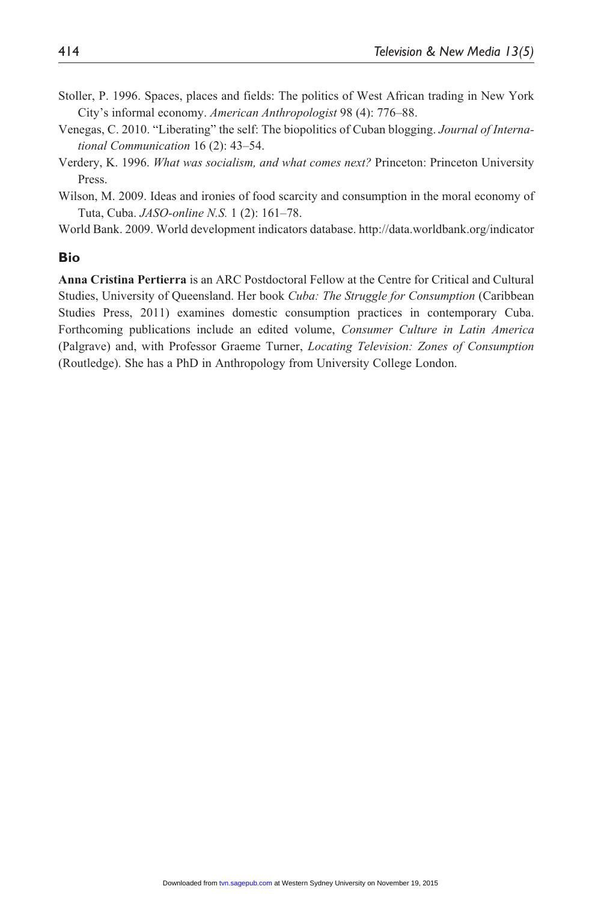Stoller, P. 1996. Spaces, places and fields: The politics of West African trading in New York City's informal economy. *American Anthropologist* 98 (4): 776–88.

Venegas, C. 2010. "Liberating" the self: The biopolitics of Cuban blogging. *Journal of International Communication* 16 (2): 43–54.

Verdery, K. 1996. *What was socialism, and what comes next?* Princeton: Princeton University Press.

Wilson, M. 2009. Ideas and ironies of food scarcity and consumption in the moral economy of Tuta, Cuba. *JASO-online N.S.* 1 (2): 161–78.

World Bank. 2009. World development indicators database. http://data.worldbank.org/indicator

## Bio

**Anna Cristina Pertierra** is an ARC Postdoctoral Fellow at the Centre for Critical and Cultural Studies, University of Queensland. Her book *Cuba: The Struggle for Consumption* (Caribbean Studies Press, 2011) examines domestic consumption practices in contemporary Cuba. Forthcoming publications include an edited volume, *Consumer Culture in Latin America* (Palgrave) and, with Professor Graeme Turner, *Locating Television: Zones of Consumption* (Routledge). She has a PhD in Anthropology from University College London.